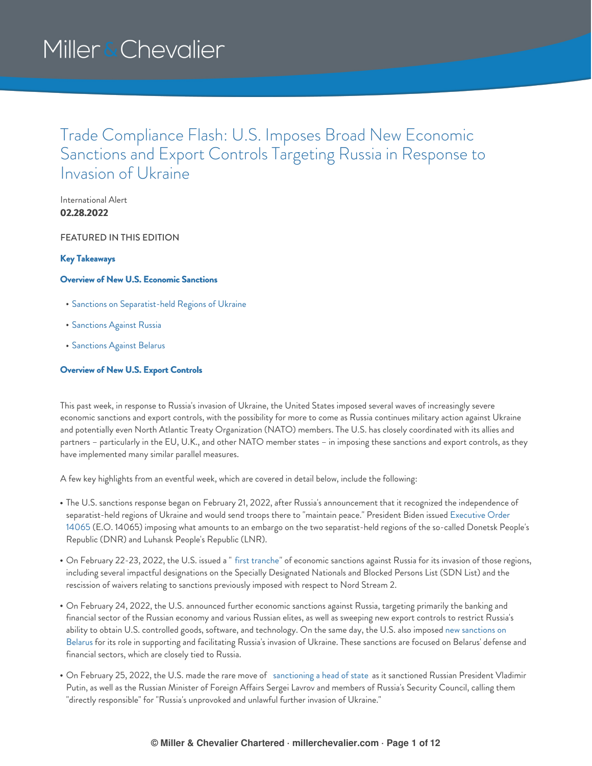Miller & Chevalier

# Trade Compliance Flash: U.S. Imposes Broad New Economic Sanctions and Export Controls Targeting Russia in Response to Invasion of Ukraine

International Alert
**02.28.2022**

FEATURED IN THIS EDITION

**Key Takeaways**

**Overview of New U.S. Economic Sanctions**

- Sanctions on Separatist-held Regions of Ukraine
- Sanctions Against Russia
- Sanctions Against Belarus

**Overview of New U.S. Export Controls**

This past week, in response to Russia's invasion of Ukraine, the United States imposed several waves of increasingly severe economic sanctions and export controls, with the possibility for more to come as Russia continues military action against Ukraine and potentially even North Atlantic Treaty Organization (NATO) members. The U.S. has closely coordinated with its allies and partners – particularly in the EU, U.K., and other NATO member states – in imposing these sanctions and export controls, as they have implemented many similar parallel measures.

A few key highlights from an eventful week, which are covered in detail below, include the following:

- The U.S. sanctions response began on February 21, 2022, after Russia's announcement that it recognized the independence of separatist-held regions of Ukraine and would send troops there to "maintain peace." President Biden issued Executive Order 14065 (E.O. 14065) imposing what amounts to an embargo on the two separatist-held regions of the so-called Donetsk People's Republic (DNR) and Luhansk People's Republic (LNR).
- On February 22-23, 2022, the U.S. issued a "first tranche" of economic sanctions against Russia for its invasion of those regions, including several impactful designations on the Specially Designated Nationals and Blocked Persons List (SDN List) and the rescission of waivers relating to sanctions previously imposed with respect to Nord Stream 2.
- On February 24, 2022, the U.S. announced further economic sanctions against Russia, targeting primarily the banking and financial sector of the Russian economy and various Russian elites, as well as sweeping new export controls to restrict Russia's ability to obtain U.S. controlled goods, software, and technology. On the same day, the U.S. also imposed new sanctions on Belarus for its role in supporting and facilitating Russia's invasion of Ukraine. These sanctions are focused on Belarus' defense and financial sectors, which are closely tied to Russia.
- On February 25, 2022, the U.S. made the rare move of sanctioning a head of state as it sanctioned Russian President Vladimir Putin, as well as the Russian Minister of Foreign Affairs Sergei Lavrov and members of Russia's Security Council, calling them "directly responsible" for "Russia's unprovoked and unlawful further invasion of Ukraine."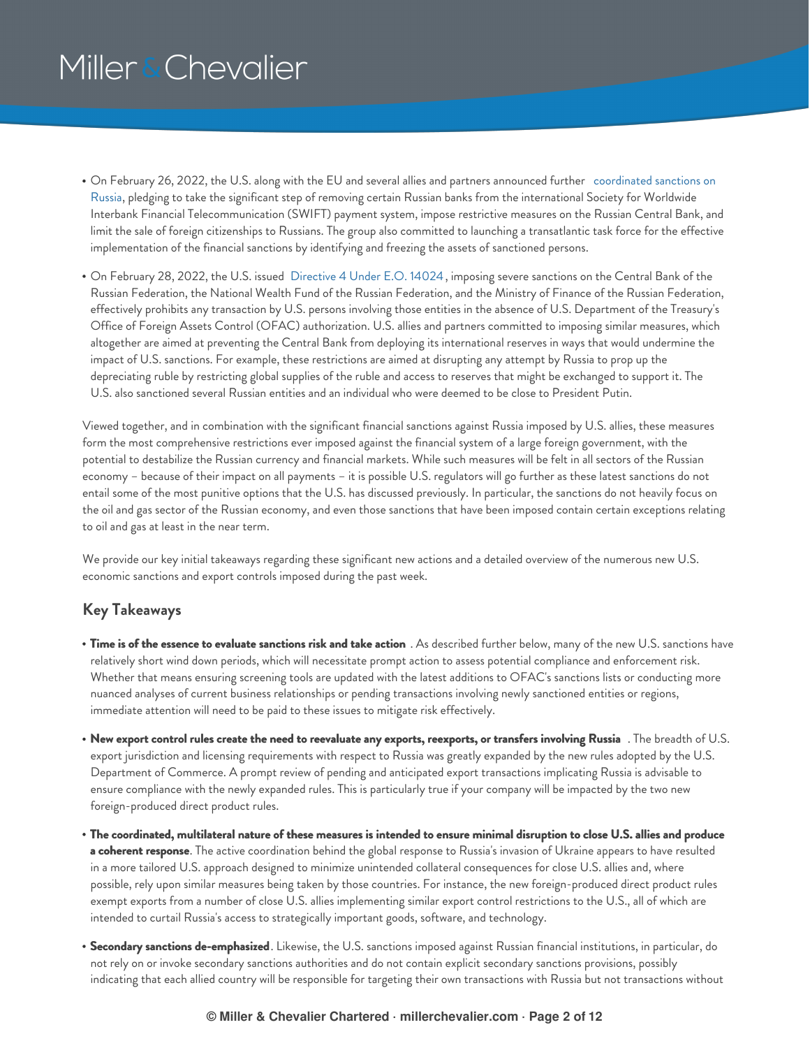- On February 26, 2022, the U.S. along with the EU and several allies and partners announced further coordinated sanctions on Russia, pledging to take the significant step of removing certain Russian banks from the international Society for Worldwide Interbank Financial Telecommunication (SWIFT) payment system, impose restrictive measures on the Russian Central Bank, and limit the sale of foreign citizenships to Russians. The group also committed to launching a transatlantic task force for the effective implementation of the financial sanctions by identifying and freezing the assets of sanctioned persons.
- On February 28, 2022, the U.S. issued Directive 4 Under E.O. 14024, imposing severe sanctions on the Central Bank of the Russian Federation, the National Wealth Fund of the Russian Federation, and the Ministry of Finance of the Russian Federation, effectively prohibits any transaction by U.S. persons involving those entities in the absence of U.S. Department of the Treasury's Office of Foreign Assets Control (OFAC) authorization. U.S. allies and partners committed to imposing similar measures, which altogether are aimed at preventing the Central Bank from deploying its international reserves in ways that would undermine the impact of U.S. sanctions. For example, these restrictions are aimed at disrupting any attempt by Russia to prop up the depreciating ruble by restricting global supplies of the ruble and access to reserves that might be exchanged to support it. The U.S. also sanctioned several Russian entities and an individual who were deemed to be close to President Putin.

Viewed together, and in combination with the significant financial sanctions against Russia imposed by U.S. allies, these measures form the most comprehensive restrictions ever imposed against the financial system of a large foreign government, with the potential to destabilize the Russian currency and financial markets. While such measures will be felt in all sectors of the Russian economy – because of their impact on all payments – it is possible U.S. regulators will go further as these latest sanctions do not entail some of the most punitive options that the U.S. has discussed previously. In particular, the sanctions do not heavily focus on the oil and gas sector of the Russian economy, and even those sanctions that have been imposed contain certain exceptions relating to oil and gas at least in the near term.

We provide our key initial takeaways regarding these significant new actions and a detailed overview of the numerous new U.S. economic sanctions and export controls imposed during the past week.

## Key Takeaways

- **Time is of the essence to evaluate sanctions risk and take action**. As described further below, many of the new U.S. sanctions have relatively short wind down periods, which will necessitate prompt action to assess potential compliance and enforcement risk. Whether that means ensuring screening tools are updated with the latest additions to OFAC's sanctions lists or conducting more nuanced analyses of current business relationships or pending transactions involving newly sanctioned entities or regions, immediate attention will need to be paid to these issues to mitigate risk effectively.
- **New export control rules create the need to reevaluate any exports, reexports, or transfers involving Russia**. The breadth of U.S. export jurisdiction and licensing requirements with respect to Russia was greatly expanded by the new rules adopted by the U.S. Department of Commerce. A prompt review of pending and anticipated export transactions implicating Russia is advisable to ensure compliance with the newly expanded rules. This is particularly true if your company will be impacted by the two new foreign-produced direct product rules.
- **The coordinated, multilateral nature of these measures is intended to ensure minimal disruption to close U.S. allies and produce a coherent response**. The active coordination behind the global response to Russia's invasion of Ukraine appears to have resulted in a more tailored U.S. approach designed to minimize unintended collateral consequences for close U.S. allies and, where possible, rely upon similar measures being taken by those countries. For instance, the new foreign-produced direct product rules exempt exports from a number of close U.S. allies implementing similar export control restrictions to the U.S., all of which are intended to curtail Russia's access to strategically important goods, software, and technology.
- **Secondary sanctions de-emphasized**. Likewise, the U.S. sanctions imposed against Russian financial institutions, in particular, do not rely on or invoke secondary sanctions authorities and do not contain explicit secondary sanctions provisions, possibly indicating that each allied country will be responsible for targeting their own transactions with Russia but not transactions without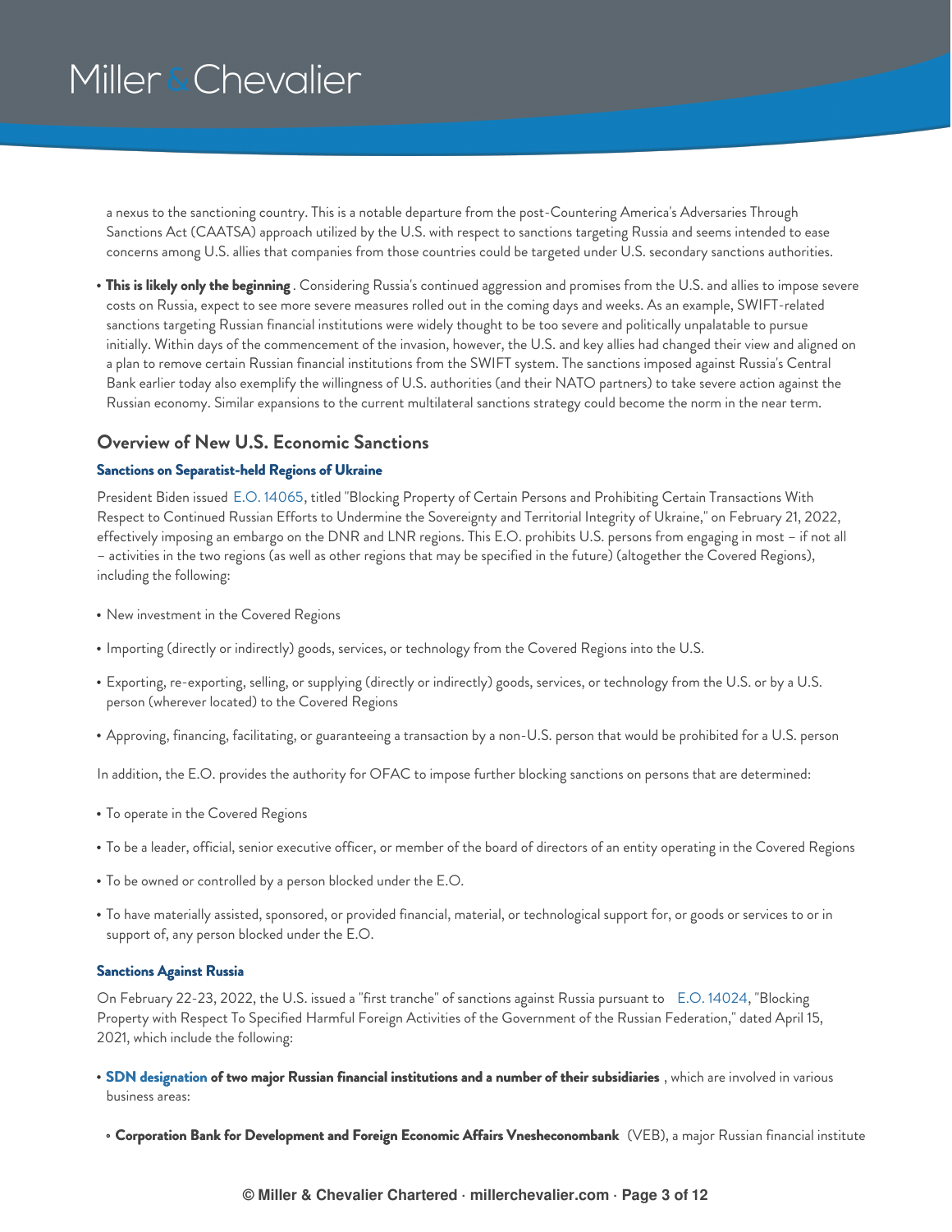a nexus to the sanctioning country. This is a notable departure from the post-Countering America's Adversaries Through Sanctions Act (CAATSA) approach utilized by the U.S. with respect to sanctions targeting Russia and seems intended to ease concerns among U.S. allies that companies from those countries could be targeted under U.S. secondary sanctions authorities.

- **This is likely only the beginning**. Considering Russia's continued aggression and promises from the U.S. and allies to impose severe costs on Russia, expect to see more severe measures rolled out in the coming days and weeks. As an example, SWIFT-related sanctions targeting Russian financial institutions were widely thought to be too severe and politically unpalatable to pursue initially. Within days of the commencement of the invasion, however, the U.S. and key allies had changed their view and aligned on a plan to remove certain Russian financial institutions from the SWIFT system. The sanctions imposed against Russia's Central Bank earlier today also exemplify the willingness of U.S. authorities (and their NATO partners) to take severe action against the Russian economy. Similar expansions to the current multilateral sanctions strategy could become the norm in the near term.

## Overview of New U.S. Economic Sanctions

#### Sanctions on Separatist-held Regions of Ukraine

President Biden issued E.O. 14065, titled "Blocking Property of Certain Persons and Prohibiting Certain Transactions With Respect to Continued Russian Efforts to Undermine the Sovereignty and Territorial Integrity of Ukraine," on February 21, 2022, effectively imposing an embargo on the DNR and LNR regions. This E.O. prohibits U.S. persons from engaging in most – if not all – activities in the two regions (as well as other regions that may be specified in the future) (altogether the Covered Regions), including the following:

- New investment in the Covered Regions
- Importing (directly or indirectly) goods, services, or technology from the Covered Regions into the U.S.
- Exporting, re-exporting, selling, or supplying (directly or indirectly) goods, services, or technology from the U.S. or by a U.S. person (wherever located) to the Covered Regions
- Approving, financing, facilitating, or guaranteeing a transaction by a non-U.S. person that would be prohibited for a U.S. person

In addition, the E.O. provides the authority for OFAC to impose further blocking sanctions on persons that are determined:

- To operate in the Covered Regions
- To be a leader, official, senior executive officer, or member of the board of directors of an entity operating in the Covered Regions
- To be owned or controlled by a person blocked under the E.O.
- To have materially assisted, sponsored, or provided financial, material, or technological support for, or goods or services to or in support of, any person blocked under the E.O.

#### Sanctions Against Russia

On February 22-23, 2022, the U.S. issued a "first tranche" of sanctions against Russia pursuant to E.O. 14024, "Blocking Property with Respect To Specified Harmful Foreign Activities of the Government of the Russian Federation," dated April 15, 2021, which include the following:

- **SDN designation of two major Russian financial institutions and a number of their subsidiaries**, which are involved in various business areas:
  - **Corporation Bank for Development and Foreign Economic Affairs Vnesheconombank** (VEB), a major Russian financial institute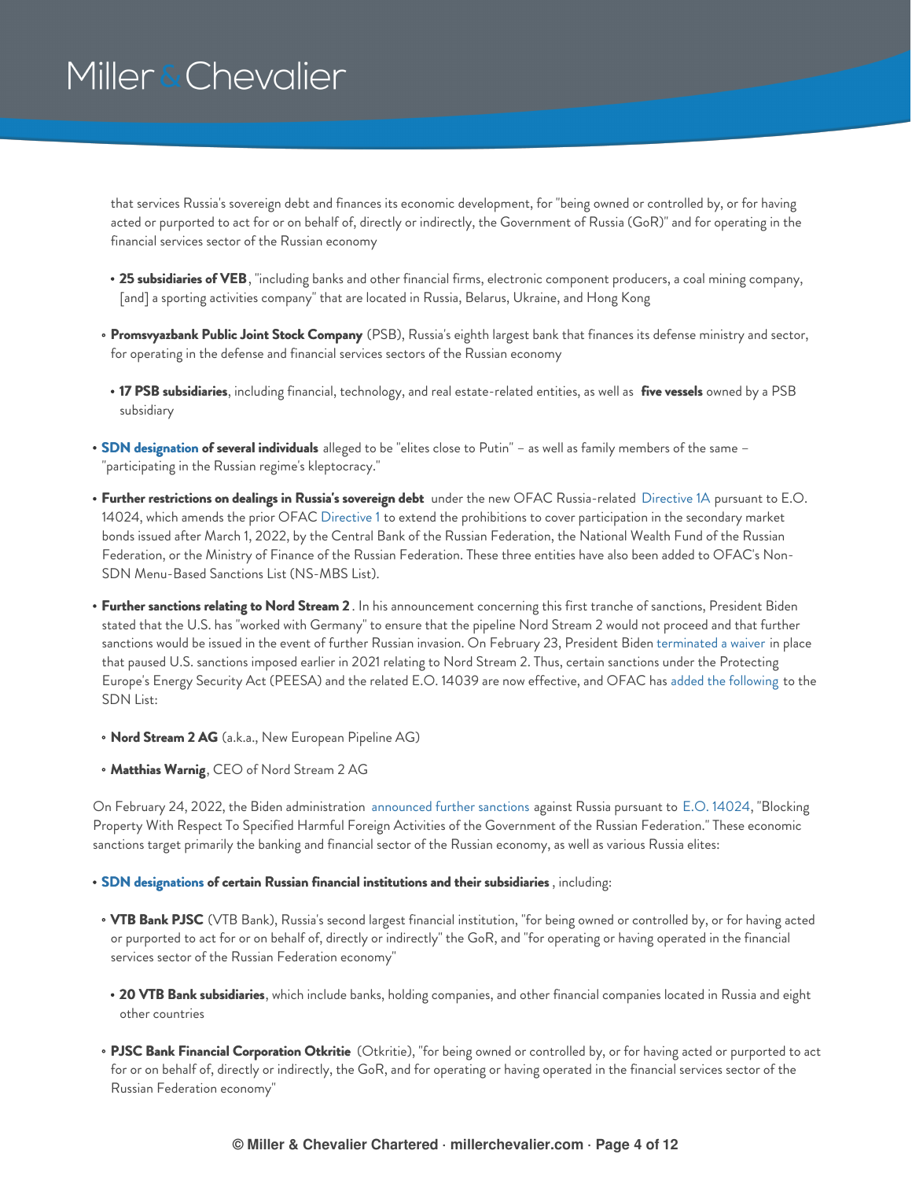that services Russia's sovereign debt and finances its economic development, for "being owned or controlled by, or for having acted or purported to act for or on behalf of, directly or indirectly, the Government of Russia (GoR)" and for operating in the financial services sector of the Russian economy

    - **25 subsidiaries of VEB**, "including banks and other financial firms, electronic component producers, a coal mining company, [and] a sporting activities company" that are located in Russia, Belarus, Ukraine, and Hong Kong

  - **Promsvyazbank Public Joint Stock Company** (PSB), Russia's eighth largest bank that finances its defense ministry and sector, for operating in the defense and financial services sectors of the Russian economy

    - **17 PSB subsidiaries**, including financial, technology, and real estate-related entities, as well as **five vessels** owned by a PSB subsidiary

- **SDN designation of several individuals** alleged to be "elites close to Putin" – as well as family members of the same – "participating in the Russian regime's kleptocracy."
- **Further restrictions on dealings in Russia's sovereign debt** under the new OFAC Russia-related Directive 1A pursuant to E.O. 14024, which amends the prior OFAC Directive 1 to extend the prohibitions to cover participation in the secondary market bonds issued after March 1, 2022, by the Central Bank of the Russian Federation, the National Wealth Fund of the Russian Federation, or the Ministry of Finance of the Russian Federation. These three entities have also been added to OFAC's Non-SDN Menu-Based Sanctions List (NS-MBS List).
- **Further sanctions relating to Nord Stream 2**. In his announcement concerning this first tranche of sanctions, President Biden stated that the U.S. has "worked with Germany" to ensure that the pipeline Nord Stream 2 would not proceed and that further sanctions would be issued in the event of further Russian invasion. On February 23, President Biden terminated a waiver in place that paused U.S. sanctions imposed earlier in 2021 relating to Nord Stream 2. Thus, certain sanctions under the Protecting Europe's Energy Security Act (PEESA) and the related E.O. 14039 are now effective, and OFAC has added the following to the SDN List:
  - **Nord Stream 2 AG** (a.k.a., New European Pipeline AG)
  - **Matthias Warnig**, CEO of Nord Stream 2 AG

On February 24, 2022, the Biden administration announced further sanctions against Russia pursuant to E.O. 14024, "Blocking Property With Respect To Specified Harmful Foreign Activities of the Government of the Russian Federation." These economic sanctions target primarily the banking and financial sector of the Russian economy, as well as various Russia elites:

- **SDN designations of certain Russian financial institutions and their subsidiaries**, including:
  - **VTB Bank PJSC** (VTB Bank), Russia's second largest financial institution, "for being owned or controlled by, or for having acted or purported to act for or on behalf of, directly or indirectly" the GoR, and "for operating or having operated in the financial services sector of the Russian Federation economy"
    - **20 VTB Bank subsidiaries**, which include banks, holding companies, and other financial companies located in Russia and eight other countries
  - **PJSC Bank Financial Corporation Otkritie** (Otkritie), "for being owned or controlled by, or for having acted or purported to act for or on behalf of, directly or indirectly, the GoR, and for operating or having operated in the financial services sector of the Russian Federation economy"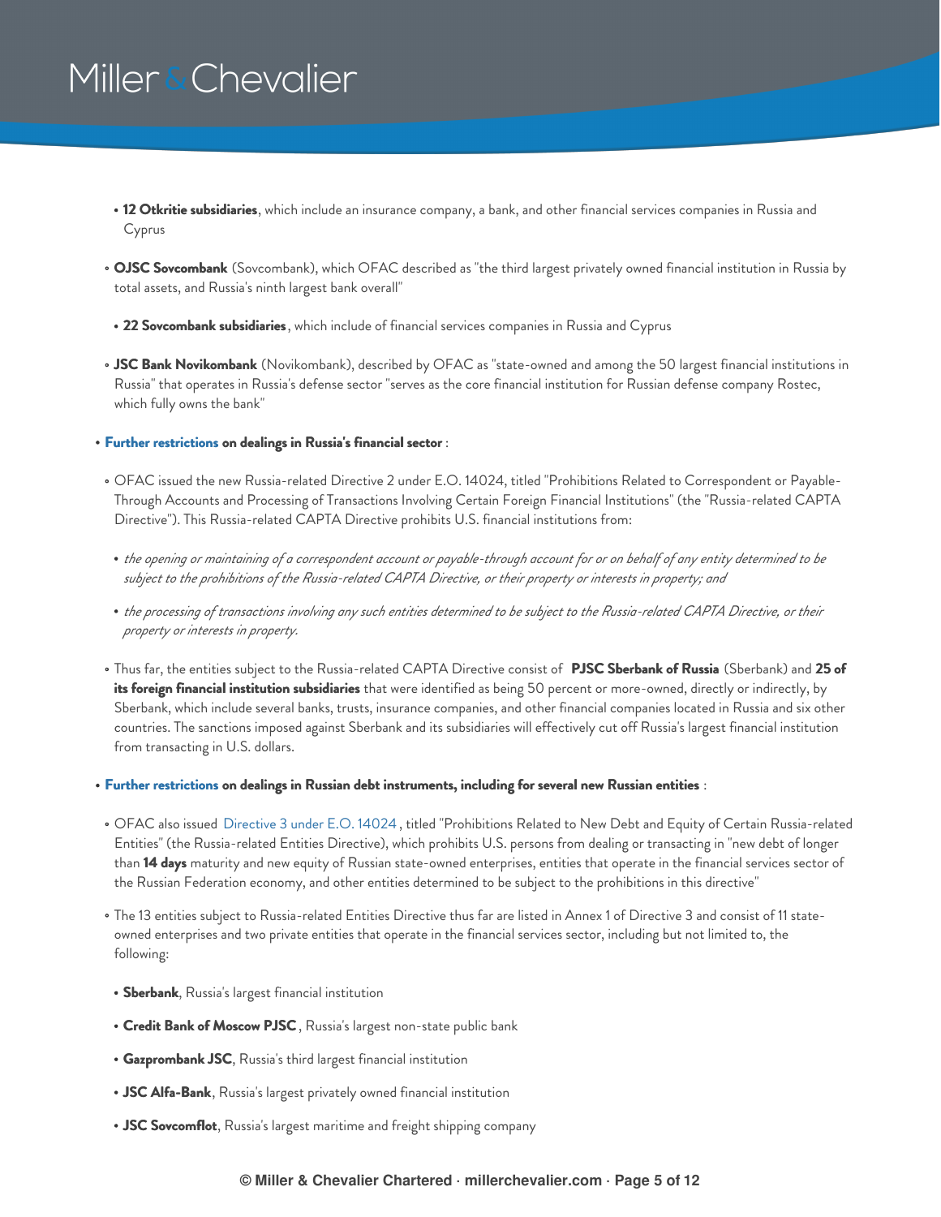- **12 Otkritie subsidiaries**, which include an insurance company, a bank, and other financial services companies in Russia and Cyprus
  - **OJSC Sovcombank** (Sovcombank), which OFAC described as "the third largest privately owned financial institution in Russia by total assets, and Russia's ninth largest bank overall"
    - **22 Sovcombank subsidiaries**, which include of financial services companies in Russia and Cyprus
  - **JSC Bank Novikombank** (Novikombank), described by OFAC as "state-owned and among the 50 largest financial institutions in Russia" that operates in Russia's defense sector "serves as the core financial institution for Russian defense company Rostec, which fully owns the bank"
- **Further restrictions on dealings in Russia's financial sector**:
  - OFAC issued the new Russia-related Directive 2 under E.O. 14024, titled "Prohibitions Related to Correspondent or Payable-Through Accounts and Processing of Transactions Involving Certain Foreign Financial Institutions" (the "Russia-related CAPTA Directive"). This Russia-related CAPTA Directive prohibits U.S. financial institutions from:
    - *the opening or maintaining of a correspondent account or payable-through account for or on behalf of any entity determined to be subject to the prohibitions of the Russia-related CAPTA Directive, or their property or interests in property; and*
    - *the processing of transactions involving any such entities determined to be subject to the Russia-related CAPTA Directive, or their property or interests in property.*
  - Thus far, the entities subject to the Russia-related CAPTA Directive consist of **PJSC Sberbank of Russia** (Sberbank) and **25 of its foreign financial institution subsidiaries** that were identified as being 50 percent or more-owned, directly or indirectly, by Sberbank, which include several banks, trusts, insurance companies, and other financial companies located in Russia and six other countries. The sanctions imposed against Sberbank and its subsidiaries will effectively cut off Russia's largest financial institution from transacting in U.S. dollars.
- **Further restrictions on dealings in Russian debt instruments, including for several new Russian entities**:
  - OFAC also issued Directive 3 under E.O. 14024, titled "Prohibitions Related to New Debt and Equity of Certain Russia-related Entities" (the Russia-related Entities Directive), which prohibits U.S. persons from dealing or transacting in "new debt of longer than **14 days** maturity and new equity of Russian state-owned enterprises, entities that operate in the financial services sector of the Russian Federation economy, and other entities determined to be subject to the prohibitions in this directive"
  - The 13 entities subject to Russia-related Entities Directive thus far are listed in Annex 1 of Directive 3 and consist of 11 state-owned enterprises and two private entities that operate in the financial services sector, including but not limited to, the following:
    - **Sberbank**, Russia's largest financial institution
    - **Credit Bank of Moscow PJSC**, Russia's largest non-state public bank
    - **Gazprombank JSC**, Russia's third largest financial institution
    - **JSC Alfa-Bank**, Russia's largest privately owned financial institution
    - **JSC Sovcomflot**, Russia's largest maritime and freight shipping company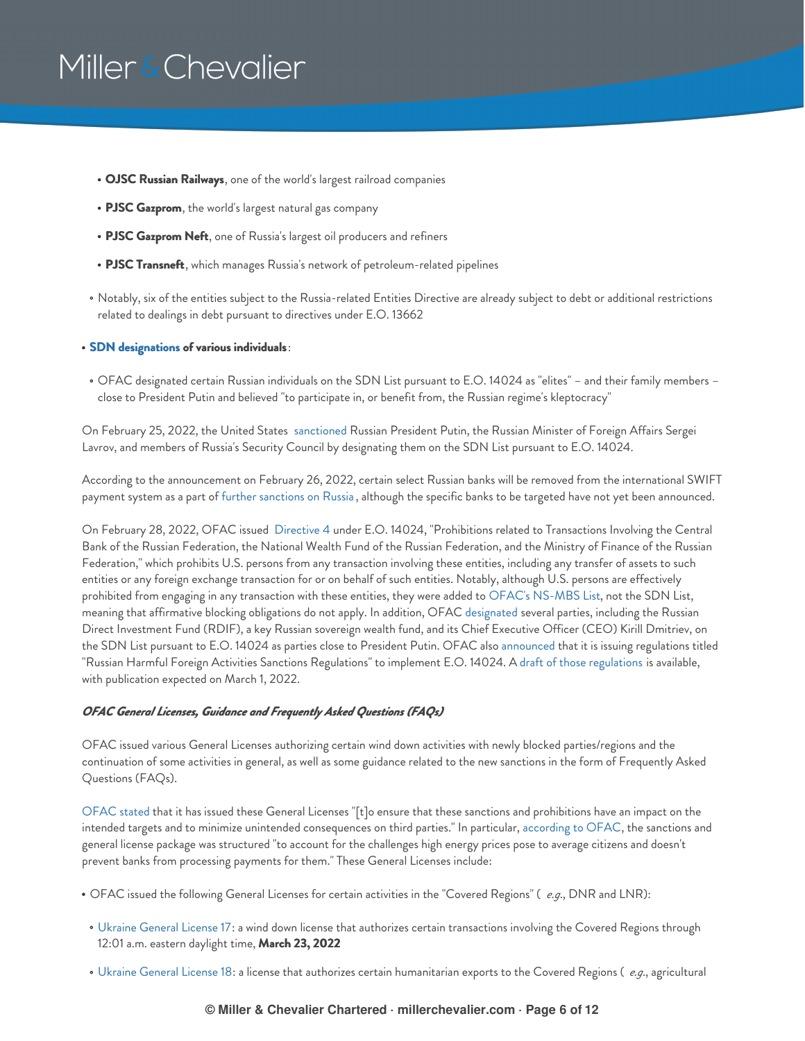- **OJSC Russian Railways**, one of the world's largest railroad companies
- **PJSC Gazprom**, the world's largest natural gas company
- **PJSC Gazprom Neft**, one of Russia's largest oil producers and refiners
- **PJSC Transneft**, which manages Russia's network of petroleum-related pipelines

  - Notably, six of the entities subject to the Russia-related Entities Directive are already subject to debt or additional restrictions related to dealings in debt pursuant to directives under E.O. 13662

- **SDN designations of various individuals**:
  - OFAC designated certain Russian individuals on the SDN List pursuant to E.O. 14024 as "elites" – and their family members – close to President Putin and believed "to participate in, or benefit from, the Russian regime's kleptocracy"

On February 25, 2022, the United States sanctioned Russian President Putin, the Russian Minister of Foreign Affairs Sergei Lavrov, and members of Russia's Security Council by designating them on the SDN List pursuant to E.O. 14024.

According to the announcement on February 26, 2022, certain select Russian banks will be removed from the international SWIFT payment system as a part of further sanctions on Russia , although the specific banks to be targeted have not yet been announced.

On February 28, 2022, OFAC issued Directive 4 under E.O. 14024, "Prohibitions related to Transactions Involving the Central Bank of the Russian Federation, the National Wealth Fund of the Russian Federation, and the Ministry of Finance of the Russian Federation," which prohibits U.S. persons from any transaction involving these entities, including any transfer of assets to such entities or any foreign exchange transaction for or on behalf of such entities. Notably, although U.S. persons are effectively prohibited from engaging in any transaction with these entities, they were added to OFAC's NS-MBS List, not the SDN List, meaning that affirmative blocking obligations do not apply. In addition, OFAC designated several parties, including the Russian Direct Investment Fund (RDIF), a key Russian sovereign wealth fund, and its Chief Executive Officer (CEO) Kirill Dmitriev, on the SDN List pursuant to E.O. 14024 as parties close to President Putin. OFAC also announced that it is issuing regulations titled "Russian Harmful Foreign Activities Sanctions Regulations" to implement E.O. 14024. A draft of those regulations is available, with publication expected on March 1, 2022.

***OFAC General Licenses, Guidance and Frequently Asked Questions (FAQs)***

OFAC issued various General Licenses authorizing certain wind down activities with newly blocked parties/regions and the continuation of some activities in general, as well as some guidance related to the new sanctions in the form of Frequently Asked Questions (FAQs).

OFAC stated that it has issued these General Licenses "[t]o ensure that these sanctions and prohibitions have an impact on the intended targets and to minimize unintended consequences on third parties." In particular, according to OFAC, the sanctions and general license package was structured "to account for the challenges high energy prices pose to average citizens and doesn't prevent banks from processing payments for them." These General Licenses include:

- OFAC issued the following General Licenses for certain activities in the "Covered Regions" ( *e.g.*, DNR and LNR):
  - Ukraine General License 17: a wind down license that authorizes certain transactions involving the Covered Regions through 12:01 a.m. eastern daylight time, **March 23, 2022**
  - Ukraine General License 18: a license that authorizes certain humanitarian exports to the Covered Regions ( *e.g.*, agricultural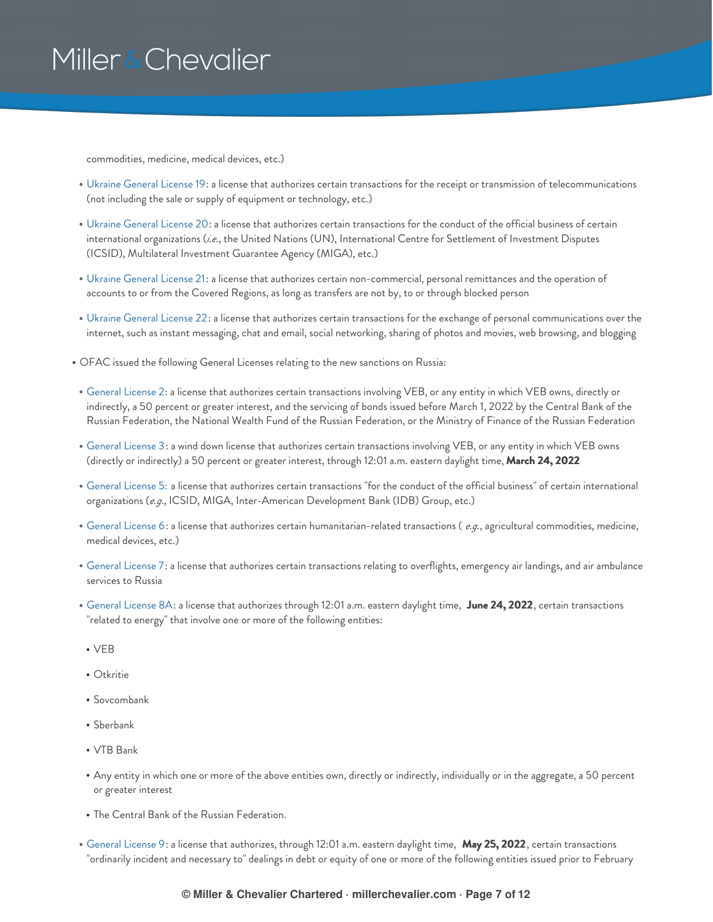commodities, medicine, medical devices, etc.)

- Ukraine General License 19: a license that authorizes certain transactions for the receipt or transmission of telecommunications (not including the sale or supply of equipment or technology, etc.)
- Ukraine General License 20: a license that authorizes certain transactions for the conduct of the official business of certain international organizations (*i.e.*, the United Nations (UN), International Centre for Settlement of Investment Disputes (ICSID), Multilateral Investment Guarantee Agency (MIGA), etc.)
- Ukraine General License 21: a license that authorizes certain non-commercial, personal remittances and the operation of accounts to or from the Covered Regions, as long as transfers are not by, to or through blocked person
- Ukraine General License 22: a license that authorizes certain transactions for the exchange of personal communications over the internet, such as instant messaging, chat and email, social networking, sharing of photos and movies, web browsing, and blogging

- OFAC issued the following General Licenses relating to the new sanctions on Russia:
  - General License 2: a license that authorizes certain transactions involving VEB, or any entity in which VEB owns, directly or indirectly, a 50 percent or greater interest, and the servicing of bonds issued before March 1, 2022 by the Central Bank of the Russian Federation, the National Wealth Fund of the Russian Federation, or the Ministry of Finance of the Russian Federation
  - General License 3: a wind down license that authorizes certain transactions involving VEB, or any entity in which VEB owns (directly or indirectly) a 50 percent or greater interest, through 12:01 a.m. eastern daylight time, **March 24, 2022**
  - General License 5: a license that authorizes certain transactions "for the conduct of the official business" of certain international organizations (*e.g.*, ICSID, MIGA, Inter-American Development Bank (IDB) Group, etc.)
  - General License 6: a license that authorizes certain humanitarian-related transactions ( *e.g.*, agricultural commodities, medicine, medical devices, etc.)
  - General License 7: a license that authorizes certain transactions relating to overflights, emergency air landings, and air ambulance services to Russia
  - General License 8A: a license that authorizes through 12:01 a.m. eastern daylight time, **June 24, 2022**, certain transactions "related to energy" that involve one or more of the following entities:
    - VEB
    - Otkritie
    - Sovcombank
    - Sberbank
    - VTB Bank
    - Any entity in which one or more of the above entities own, directly or indirectly, individually or in the aggregate, a 50 percent or greater interest
    - The Central Bank of the Russian Federation.
  - General License 9: a license that authorizes, through 12:01 a.m. eastern daylight time, **May 25, 2022**, certain transactions "ordinarily incident and necessary to" dealings in debt or equity of one or more of the following entities issued prior to February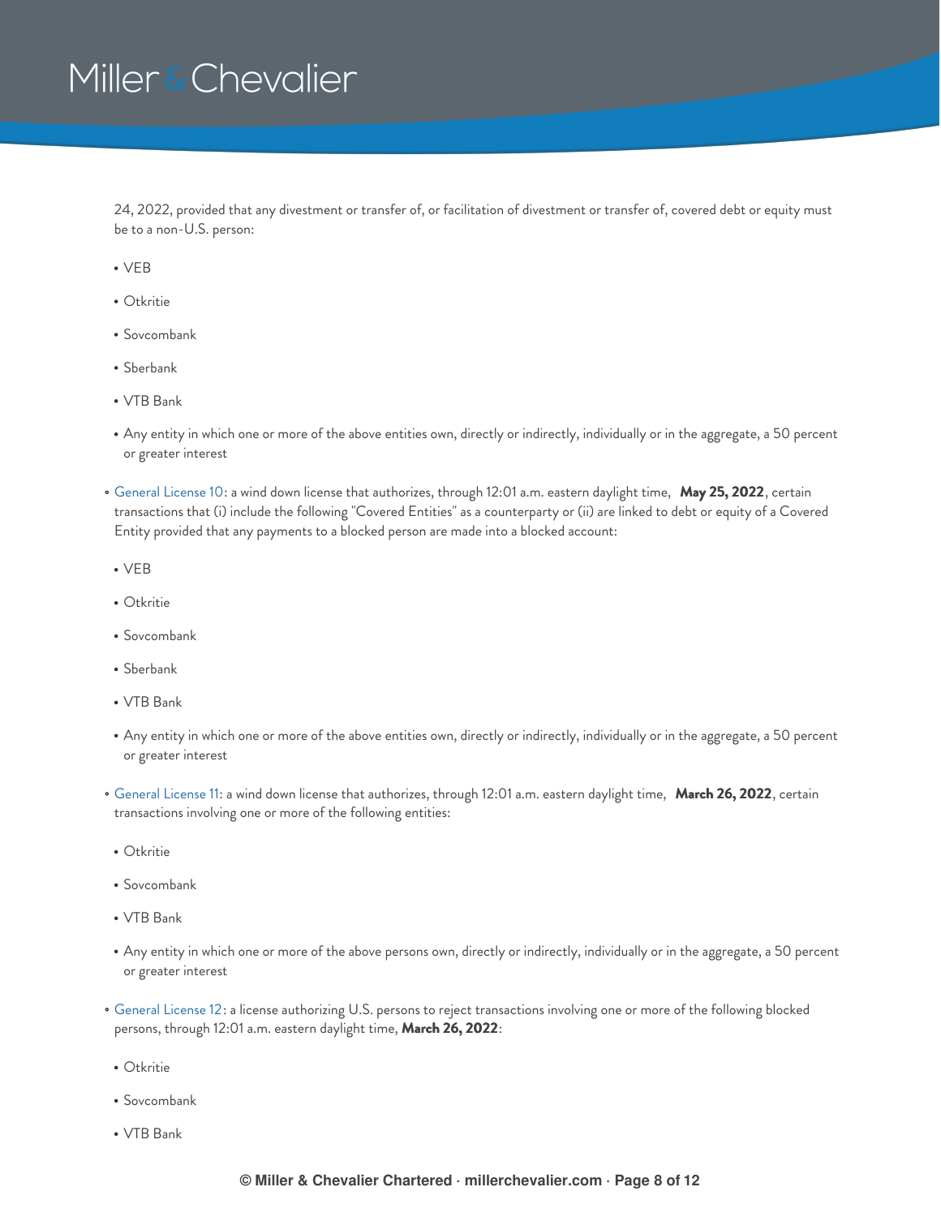24, 2022, provided that any divestment or transfer of, or facilitation of divestment or transfer of, covered debt or equity must be to a non-U.S. person:

  - VEB
  - Otkritie
  - Sovcombank
  - Sberbank
  - VTB Bank
  - Any entity in which one or more of the above entities own, directly or indirectly, individually or in the aggregate, a 50 percent or greater interest

- General License 10: a wind down license that authorizes, through 12:01 a.m. eastern daylight time, **May 25, 2022**, certain transactions that (i) include the following "Covered Entities" as a counterparty or (ii) are linked to debt or equity of a Covered Entity provided that any payments to a blocked person are made into a blocked account:

  - VEB
  - Otkritie
  - Sovcombank
  - Sberbank
  - VTB Bank
  - Any entity in which one or more of the above entities own, directly or indirectly, individually or in the aggregate, a 50 percent or greater interest

- General License 11: a wind down license that authorizes, through 12:01 a.m. eastern daylight time, **March 26, 2022**, certain transactions involving one or more of the following entities:

  - Otkritie
  - Sovcombank
  - VTB Bank
  - Any entity in which one or more of the above persons own, directly or indirectly, individually or in the aggregate, a 50 percent or greater interest

- General License 12: a license authorizing U.S. persons to reject transactions involving one or more of the following blocked persons, through 12:01 a.m. eastern daylight time, **March 26, 2022**:

  - Otkritie
  - Sovcombank
  - VTB Bank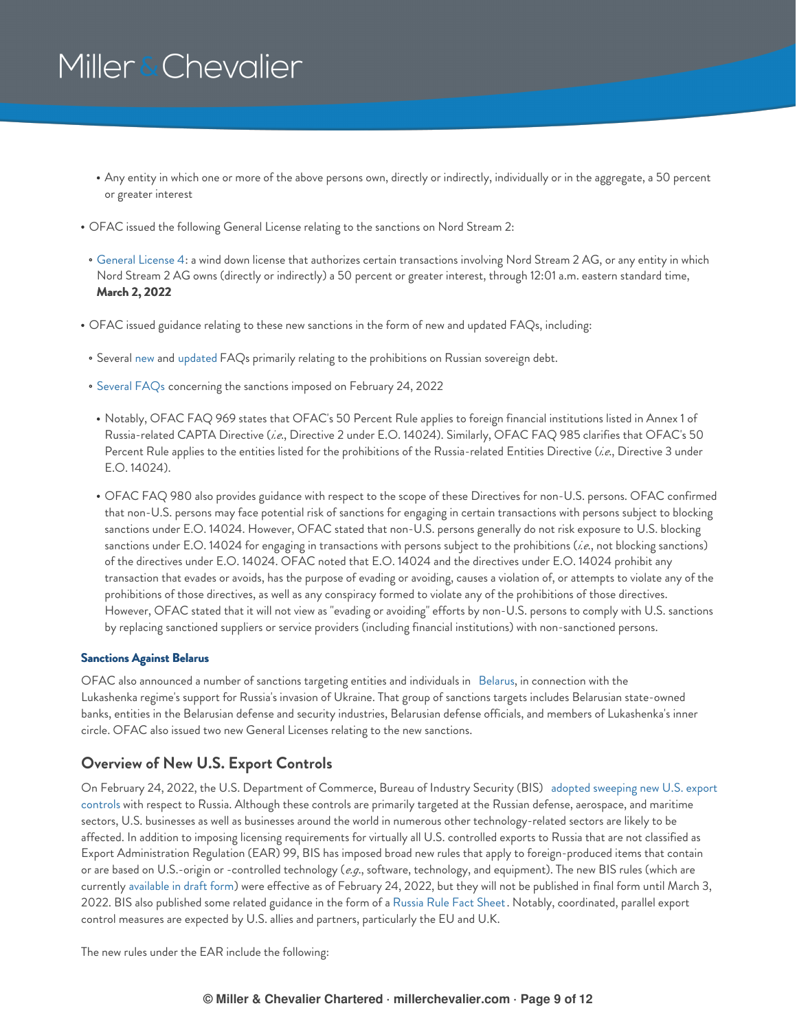- Any entity in which one or more of the above persons own, directly or indirectly, individually or in the aggregate, a 50 percent or greater interest

- OFAC issued the following General License relating to the sanctions on Nord Stream 2:
  - General License 4: a wind down license that authorizes certain transactions involving Nord Stream 2 AG, or any entity in which Nord Stream 2 AG owns (directly or indirectly) a 50 percent or greater interest, through 12:01 a.m. eastern standard time, **March 2, 2022**

- OFAC issued guidance relating to these new sanctions in the form of new and updated FAQs, including:
  - Several new and updated FAQs primarily relating to the prohibitions on Russian sovereign debt.
  - Several FAQs concerning the sanctions imposed on February 24, 2022
    - Notably, OFAC FAQ 969 states that OFAC's 50 Percent Rule applies to foreign financial institutions listed in Annex 1 of Russia-related CAPTA Directive (*i.e.*, Directive 2 under E.O. 14024). Similarly, OFAC FAQ 985 clarifies that OFAC's 50 Percent Rule applies to the entities listed for the prohibitions of the Russia-related Entities Directive (*i.e.*, Directive 3 under E.O. 14024).
    - OFAC FAQ 980 also provides guidance with respect to the scope of these Directives for non-U.S. persons. OFAC confirmed that non-U.S. persons may face potential risk of sanctions for engaging in certain transactions with persons subject to blocking sanctions under E.O. 14024. However, OFAC stated that non-U.S. persons generally do not risk exposure to U.S. blocking sanctions under E.O. 14024 for engaging in transactions with persons subject to the prohibitions (*i.e.*, not blocking sanctions) of the directives under E.O. 14024. OFAC noted that E.O. 14024 and the directives under E.O. 14024 prohibit any transaction that evades or avoids, has the purpose of evading or avoiding, causes a violation of, or attempts to violate any of the prohibitions of those directives, as well as any conspiracy formed to violate any of the prohibitions of those directives. However, OFAC stated that it will not view as "evading or avoiding" efforts by non-U.S. persons to comply with U.S. sanctions by replacing sanctioned suppliers or service providers (including financial institutions) with non-sanctioned persons.

#### Sanctions Against Belarus

OFAC also announced a number of sanctions targeting entities and individuals in Belarus, in connection with the Lukashenka regime's support for Russia's invasion of Ukraine. That group of sanctions targets includes Belarusian state-owned banks, entities in the Belarusian defense and security industries, Belarusian defense officials, and members of Lukashenka's inner circle. OFAC also issued two new General Licenses relating to the new sanctions.

## Overview of New U.S. Export Controls

On February 24, 2022, the U.S. Department of Commerce, Bureau of Industry Security (BIS) adopted sweeping new U.S. export controls with respect to Russia. Although these controls are primarily targeted at the Russian defense, aerospace, and maritime sectors, U.S. businesses as well as businesses around the world in numerous other technology-related sectors are likely to be affected. In addition to imposing licensing requirements for virtually all U.S. controlled exports to Russia that are not classified as Export Administration Regulation (EAR) 99, BIS has imposed broad new rules that apply to foreign-produced items that contain or are based on U.S.-origin or -controlled technology (*e.g.*, software, technology, and equipment). The new BIS rules (which are currently available in draft form) were effective as of February 24, 2022, but they will not be published in final form until March 3, 2022. BIS also published some related guidance in the form of a Russia Rule Fact Sheet. Notably, coordinated, parallel export control measures are expected by U.S. allies and partners, particularly the EU and U.K.

The new rules under the EAR include the following: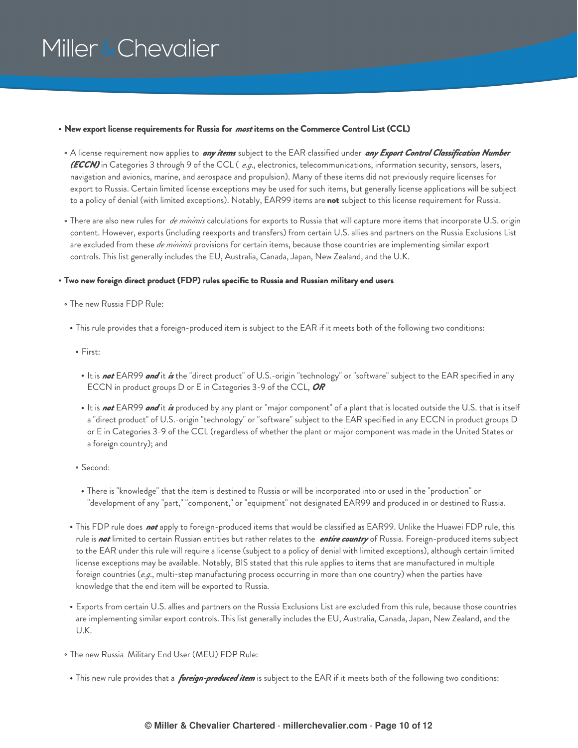- **New export license requirements for Russia for *most* items on the Commerce Control List (CCL)**
  - A license requirement now applies to ***any items*** subject to the EAR classified under ***any Export Control Classification Number (ECCN)*** in Categories 3 through 9 of the CCL ( *e.g.*, electronics, telecommunications, information security, sensors, lasers, navigation and avionics, marine, and aerospace and propulsion). Many of these items did not previously require licenses for export to Russia. Certain limited license exceptions may be used for such items, but generally license applications will be subject to a policy of denial (with limited exceptions). Notably, EAR99 items are **not** subject to this license requirement for Russia.
  - There are also new rules for *de minimis* calculations for exports to Russia that will capture more items that incorporate U.S. origin content. However, exports (including reexports and transfers) from certain U.S. allies and partners on the Russia Exclusions List are excluded from these *de minimis* provisions for certain items, because those countries are implementing similar export controls. This list generally includes the EU, Australia, Canada, Japan, New Zealand, and the U.K.
- **Two new foreign direct product (FDP) rules specific to Russia and Russian military end users**
  - The new Russia FDP Rule:
    - This rule provides that a foreign-produced item is subject to the EAR if it meets both of the following two conditions:
      - First:
        - It is ***not*** EAR99 ***and*** it ***is*** the "direct product" of U.S.-origin "technology" or "software" subject to the EAR specified in any ECCN in product groups D or E in Categories 3-9 of the CCL, ***OR***
        - It is ***not*** EAR99 ***and*** it ***is*** produced by any plant or "major component" of a plant that is located outside the U.S. that is itself a "direct product" of U.S.-origin "technology" or "software" subject to the EAR specified in any ECCN in product groups D or E in Categories 3-9 of the CCL (regardless of whether the plant or major component was made in the United States or a foreign country); and
      - Second:
        - There is "knowledge" that the item is destined to Russia or will be incorporated into or used in the "production" or "development of any "part," "component," or "equipment" not designated EAR99 and produced in or destined to Russia.
    - This FDP rule does ***not*** apply to foreign-produced items that would be classified as EAR99. Unlike the Huawei FDP rule, this rule is ***not*** limited to certain Russian entities but rather relates to the ***entire country*** of Russia. Foreign-produced items subject to the EAR under this rule will require a license (subject to a policy of denial with limited exceptions), although certain limited license exceptions may be available. Notably, BIS stated that this rule applies to items that are manufactured in multiple foreign countries (*e.g.*, multi-step manufacturing process occurring in more than one country) when the parties have knowledge that the end item will be exported to Russia.
    - Exports from certain U.S. allies and partners on the Russia Exclusions List are excluded from this rule, because those countries are implementing similar export controls. This list generally includes the EU, Australia, Canada, Japan, New Zealand, and the U.K.
  - The new Russia-Military End User (MEU) FDP Rule:
    - This new rule provides that a ***foreign-produced item*** is subject to the EAR if it meets both of the following two conditions: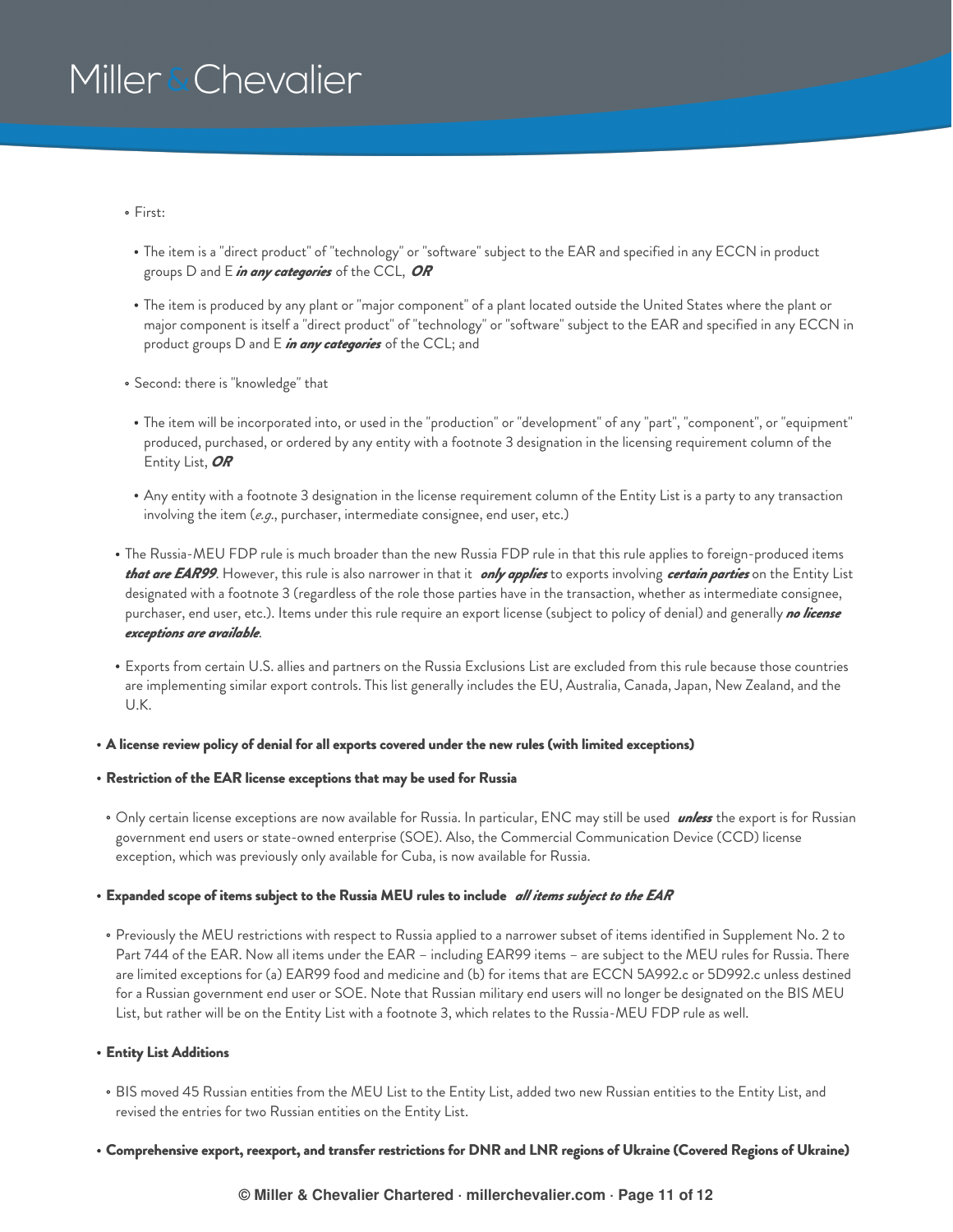- First:
  - The item is a "direct product" of "technology" or "software" subject to the EAR and specified in any ECCN in product groups D and E ***in any categories*** of the CCL, ***OR***
  - The item is produced by any plant or "major component" of a plant located outside the United States where the plant or major component is itself a "direct product" of "technology" or "software" subject to the EAR and specified in any ECCN in product groups D and E ***in any categories*** of the CCL; and
- Second: there is "knowledge" that
  - The item will be incorporated into, or used in the "production" or "development" of any "part", "component", or "equipment" produced, purchased, or ordered by any entity with a footnote 3 designation in the licensing requirement column of the Entity List, ***OR***
  - Any entity with a footnote 3 designation in the license requirement column of the Entity List is a party to any transaction involving the item (*e.g.*, purchaser, intermediate consignee, end user, etc.)

- The Russia-MEU FDP rule is much broader than the new Russia FDP rule in that this rule applies to foreign-produced items ***that are EAR99***. However, this rule is also narrower in that it ***only applies*** to exports involving ***certain parties*** on the Entity List designated with a footnote 3 (regardless of the role those parties have in the transaction, whether as intermediate consignee, purchaser, end user, etc.). Items under this rule require an export license (subject to policy of denial) and generally ***no license exceptions are available***.
- Exports from certain U.S. allies and partners on the Russia Exclusions List are excluded from this rule because those countries are implementing similar export controls. This list generally includes the EU, Australia, Canada, Japan, New Zealand, and the U.K.

- **A license review policy of denial for all exports covered under the new rules (with limited exceptions)**
- **Restriction of the EAR license exceptions that may be used for Russia**
  - Only certain license exceptions are now available for Russia. In particular, ENC may still be used ***unless*** the export is for Russian government end users or state-owned enterprise (SOE). Also, the Commercial Communication Device (CCD) license exception, which was previously only available for Cuba, is now available for Russia.
- **Expanded scope of items subject to the Russia MEU rules to include *all items subject to the EAR***
  - Previously the MEU restrictions with respect to Russia applied to a narrower subset of items identified in Supplement No. 2 to Part 744 of the EAR. Now all items under the EAR – including EAR99 items – are subject to the MEU rules for Russia. There are limited exceptions for (a) EAR99 food and medicine and (b) for items that are ECCN 5A992.c or 5D992.c unless destined for a Russian government end user or SOE. Note that Russian military end users will no longer be designated on the BIS MEU List, but rather will be on the Entity List with a footnote 3, which relates to the Russia-MEU FDP rule as well.
- **Entity List Additions**
  - BIS moved 45 Russian entities from the MEU List to the Entity List, added two new Russian entities to the Entity List, and revised the entries for two Russian entities on the Entity List.
- **Comprehensive export, reexport, and transfer restrictions for DNR and LNR regions of Ukraine (Covered Regions of Ukraine)**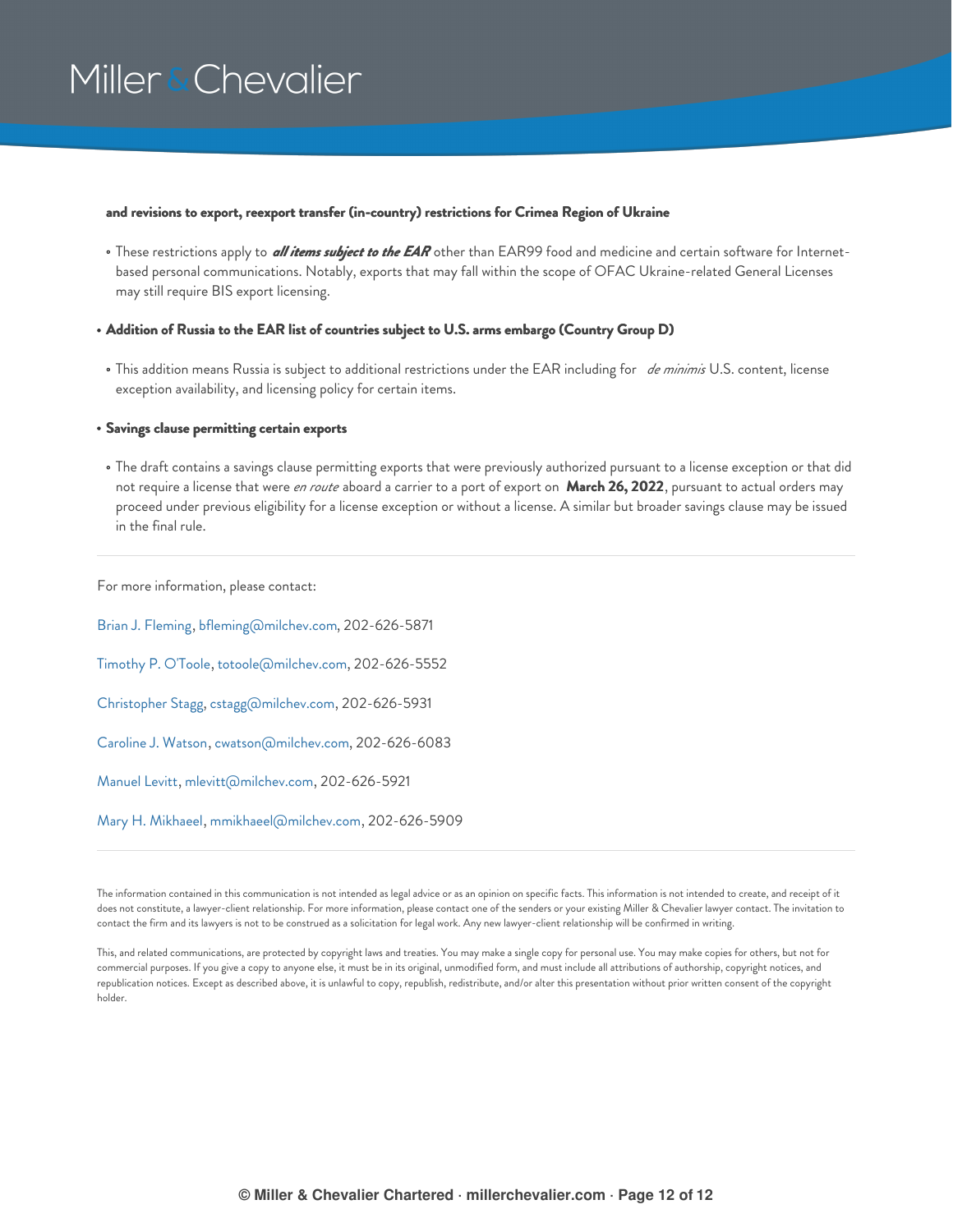**and revisions to export, reexport transfer (in-country) restrictions for Crimea Region of Ukraine**

- These restrictions apply to ***all items subject to the EAR*** other than EAR99 food and medicine and certain software for Internet-based personal communications. Notably, exports that may fall within the scope of OFAC Ukraine-related General Licenses may still require BIS export licensing.

- **Addition of Russia to the EAR list of countries subject to U.S. arms embargo (Country Group D)**
  - This addition means Russia is subject to additional restrictions under the EAR including for *de minimis* U.S. content, license exception availability, and licensing policy for certain items.

- **Savings clause permitting certain exports**
  - The draft contains a savings clause permitting exports that were previously authorized pursuant to a license exception or that did not require a license that were *en route* aboard a carrier to a port of export on **March 26, 2022**, pursuant to actual orders may proceed under previous eligibility for a license exception or without a license. A similar but broader savings clause may be issued in the final rule.

---

For more information, please contact:

Brian J. Fleming, bfleming@milchev.com, 202-626-5871

Timothy P. O'Toole, totoole@milchev.com, 202-626-5552

Christopher Stagg, cstagg@milchev.com, 202-626-5931

Caroline J. Watson, cwatson@milchev.com, 202-626-6083

Manuel Levitt, mlevitt@milchev.com, 202-626-5921

Mary H. Mikhaeel, mmikhaeel@milchev.com, 202-626-5909

---

The information contained in this communication is not intended as legal advice or as an opinion on specific facts. This information is not intended to create, and receipt of it does not constitute, a lawyer-client relationship. For more information, please contact one of the senders or your existing Miller & Chevalier lawyer contact. The invitation to contact the firm and its lawyers is not to be construed as a solicitation for legal work. Any new lawyer-client relationship will be confirmed in writing.

This, and related communications, are protected by copyright laws and treaties. You may make a single copy for personal use. You may make copies for others, but not for commercial purposes. If you give a copy to anyone else, it must be in its original, unmodified form, and must include all attributions of authorship, copyright notices, and republication notices. Except as described above, it is unlawful to copy, republish, redistribute, and/or alter this presentation without prior written consent of the copyright holder.